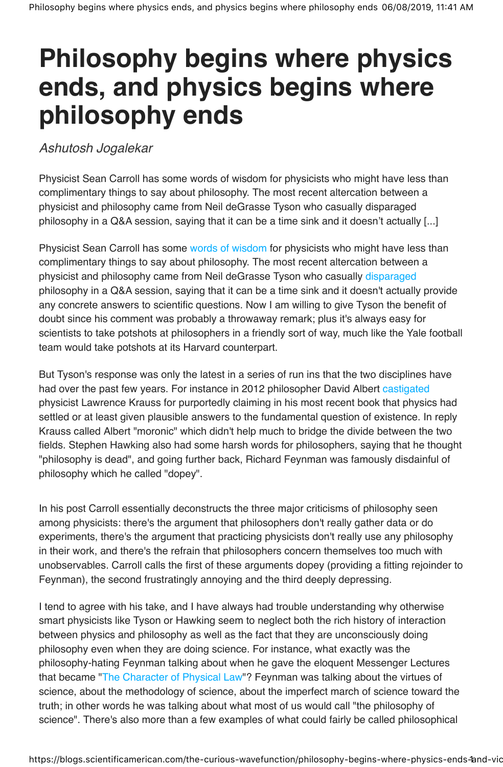# Philosophy begins where physics ends, and physics begins where philosophy ends

*Ashutosh Jogalekar*

Physicist Sean Carroll has some words of wisdom for physicists who might have less than complimentary things to say about philosophy. The most recent altercation between a physicist and philosophy came from Neil deGrasse Tyson who casually disparaged philosophy in a Q&A session, saying that it can be a time sink and it doesn't actually [...]

Physicist Sean Carroll has some words of wisdom for physicists who might have less than complimentary things to say about philosophy. The most recent altercation between a physicist and philosophy came from Neil deGrasse Tyson who casually disparaged philosophy in a Q&A session, saying that it can be a time sink and it doesn't actually provide any concrete answers to scientific questions. Now I am willing to give Tyson the benefit of doubt since his comment was probably a throwaway remark; plus it's always easy for scientists to take potshots at philosophers in a friendly sort of way, much like the Yale football team would take potshots at its Harvard counterpart.

But Tyson's response was only the latest in a series of run ins that the two disciplines have had over the past few years. For instance in 2012 philosopher David Albert castigated physicist Lawrence Krauss for purportedly claiming in his most recent book that physics had settled or at least given plausible answers to the fundamental question of existence. In reply Krauss called Albert "moronic" which didn't help much to bridge the divide between the two fields. Stephen Hawking also had some harsh words for philosophers, saying that he thought "philosophy is dead", and going further back, Richard Feynman was famously disdainful of philosophy which he called "dopey".

In his post Carroll essentially deconstructs the three major criticisms of philosophy seen among physicists: there's the argument that philosophers don't really gather data or do experiments, there's the argument that practicing physicists don't really use any philosophy in their work, and there's the refrain that philosophers concern themselves too much with unobservables. Carroll calls the first of these arguments dopey (providing a fitting rejoinder to Feynman), the second frustratingly annoying and the third deeply depressing.

I tend to agree with his take, and I have always had trouble understanding why otherwise smart physicists like Tyson or Hawking seem to neglect both the rich history of interaction between physics and philosophy as well as the fact that they are unconsciously doing philosophy even when they are doing science. For instance, what exactly was the philosophy-hating Feynman talking about when he gave the eloquent Messenger Lectures that became "The Character of Physical Law"? Feynman was talking about the virtues of science, about the methodology of science, about the imperfect march of science toward the truth; in other words he was talking about what most of us would call "the philosophy of science". There's also more than a few examples of what could fairly be called philosophical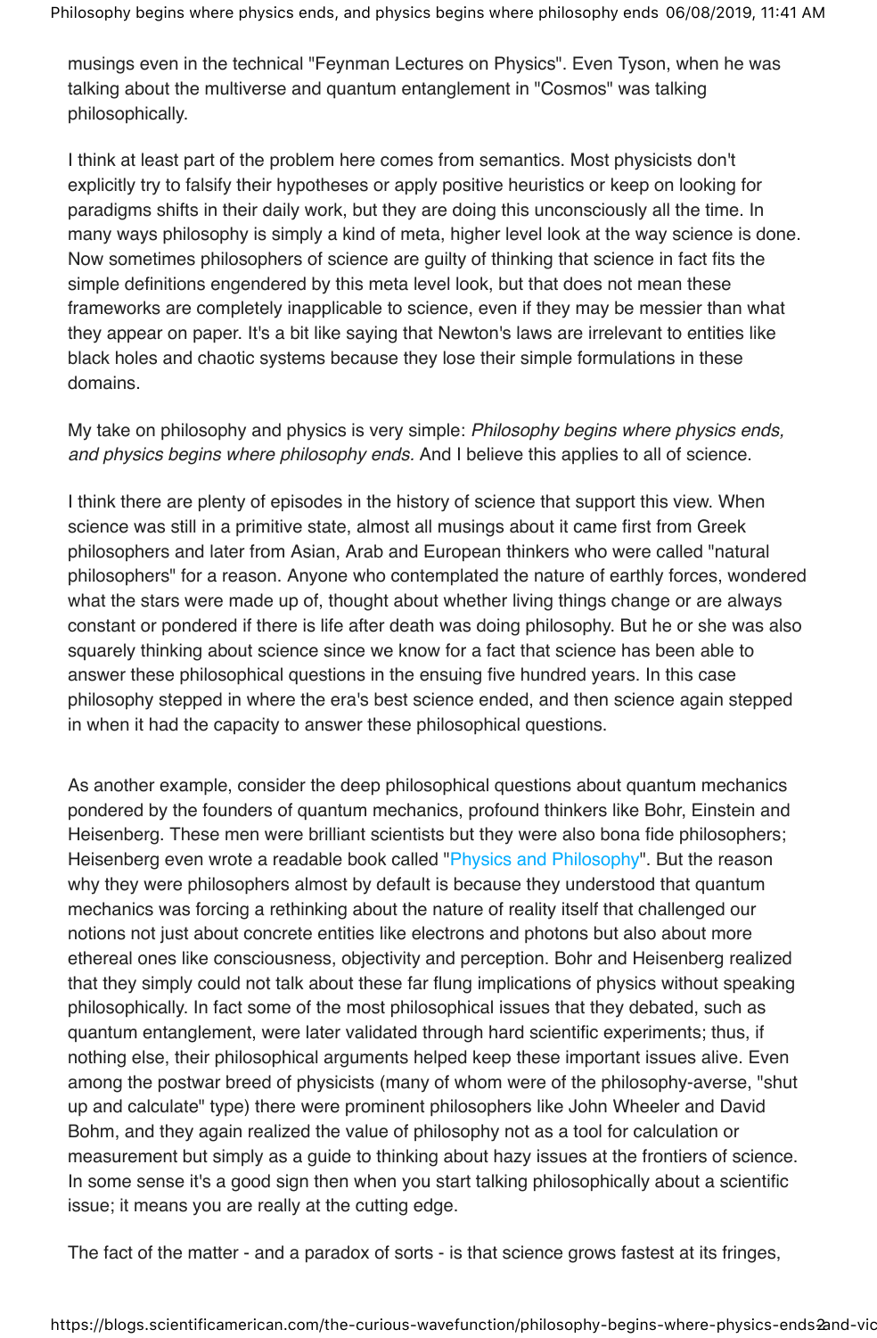musings even in the technical "Feynman Lectures on Physics". Even Tyson, when he was talking about the multiverse and quantum entanglement in "Cosmos" was talking philosophically.

I think at least part of the problem here comes from semantics. Most physicists don't explicitly try to falsify their hypotheses or apply positive heuristics or keep on looking for paradigms shifts in their daily work, but they are doing this unconsciously all the time. In many ways philosophy is simply a kind of meta, higher level look at the way science is done. Now sometimes philosophers of science are guilty of thinking that science in fact fits the simple definitions engendered by this meta level look, but that does not mean these frameworks are completely inapplicable to science, even if they may be messier than what they appear on paper. It's a bit like saying that Newton's laws are irrelevant to entities like black holes and chaotic systems because they lose their simple formulations in these domains.

My take on philosophy and physics is very simple: *Philosophy begins where physics ends, and physics begins where philosophy ends.* And I believe this applies to all of science.

I think there are plenty of episodes in the history of science that support this view. When science was still in a primitive state, almost all musings about it came first from Greek philosophers and later from Asian, Arab and European thinkers who were called "natural philosophers" for a reason. Anyone who contemplated the nature of earthly forces, wondered what the stars were made up of, thought about whether living things change or are always constant or pondered if there is life after death was doing philosophy. But he or she was also squarely thinking about science since we know for a fact that science has been able to answer these philosophical questions in the ensuing five hundred years. In this case philosophy stepped in where the era's best science ended, and then science again stepped in when it had the capacity to answer these philosophical questions.

As another example, consider the deep philosophical questions about quantum mechanics pondered by the founders of quantum mechanics, profound thinkers like Bohr, Einstein and Heisenberg. These men were brilliant scientists but they were also bona fide philosophers; Heisenberg even wrote a readable book called "Physics and Philosophy". But the reason why they were philosophers almost by default is because they understood that quantum mechanics was forcing a rethinking about the nature of reality itself that challenged our notions not just about concrete entities like electrons and photons but also about more ethereal ones like consciousness, objectivity and perception. Bohr and Heisenberg realized that they simply could not talk about these far flung implications of physics without speaking philosophically. In fact some of the most philosophical issues that they debated, such as quantum entanglement, were later validated through hard scientific experiments; thus, if nothing else, their philosophical arguments helped keep these important issues alive. Even among the postwar breed of physicists (many of whom were of the philosophy-averse, "shut up and calculate" type) there were prominent philosophers like John Wheeler and David Bohm, and they again realized the value of philosophy not as a tool for calculation or measurement but simply as a guide to thinking about hazy issues at the frontiers of science. In some sense it's a good sign then when you start talking philosophically about a scientific issue; it means you are really at the cutting edge.

The fact of the matter - and a paradox of sorts - is that science grows fastest at its fringes,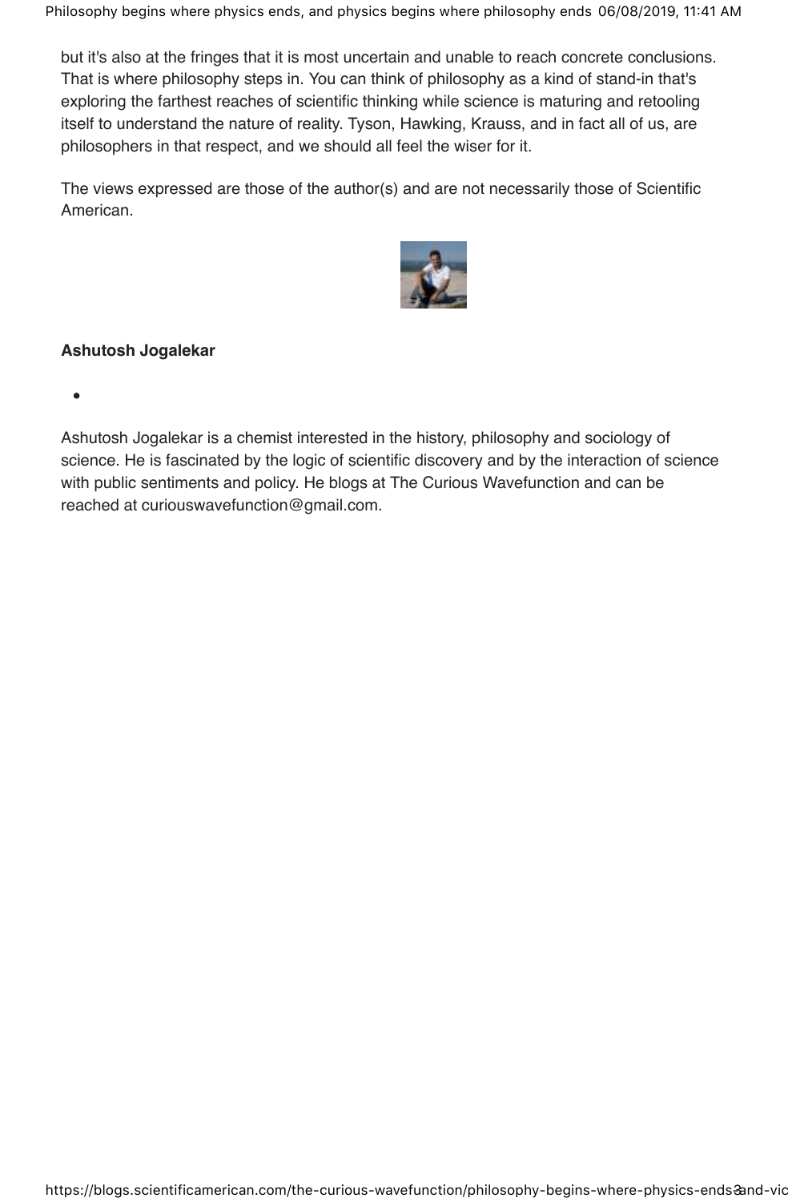but it's also at the fringes that it is most uncertain and unable to reach concrete conclusions. That is where philosophy steps in. You can think of philosophy as a kind of stand-in that's exploring the farthest reaches of scientific thinking while science is maturing and retooling itself to understand the nature of reality. Tyson, Hawking, Krauss, and in fact all of us, are philosophers in that respect, and we should all feel the wiser for it.

The views expressed are those of the author(s) and are not necessarily those of Scientific American.

**Ashutosh Jogalekar**

- 

Ashutosh Jogalekar is a chemist interested in the history, philosophy and sociology of science. He is fascinated by the logic of scientific discovery and by the interaction of science with public sentiments and policy. He blogs at The Curious Wavefunction and can be reached at curiouswavefunction@gmail.com.